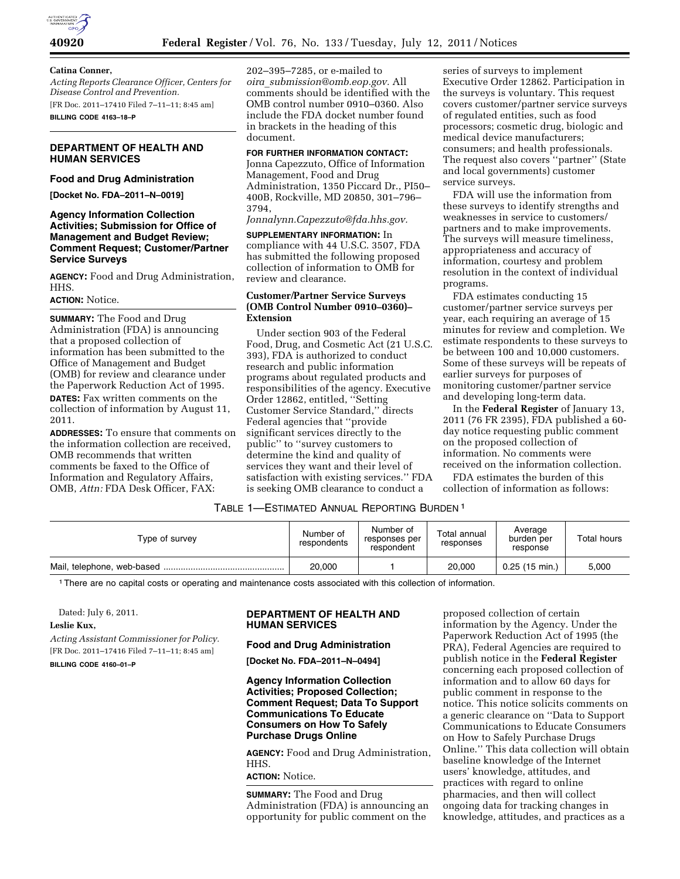**Catina Conner,**

*Acting Reports Clearance Officer, Centers for Disease Control and Prevention.*

[FR Doc. 2011–17410 Filed 7–11–11; 8:45 am]

**BILLING CODE 4163–18–P**

## DEPARTMENT OF HEALTH AND HUMAN SERVICES

### Food and Drug Administration

**[Docket No. FDA–2011–N–0019]**

### Agency Information Collection Activities; Submission for Office of Management and Budget Review; Comment Request; Customer/Partner Service Surveys

**AGENCY:** Food and Drug Administration, HHS.

**ACTION:** Notice.

**SUMMARY:** The Food and Drug Administration (FDA) is announcing that a proposed collection of information has been submitted to the Office of Management and Budget (OMB) for review and clearance under the Paperwork Reduction Act of 1995.

**DATES:** Fax written comments on the collection of information by August 11, 2011.

**ADDRESSES:** To ensure that comments on the information collection are received, OMB recommends that written comments be faxed to the Office of Information and Regulatory Affairs, OMB, *Attn:* FDA Desk Officer, FAX: 202–395–7285, or e-mailed to *oira_submission@omb.eop.gov.* All comments should be identified with the OMB control number 0910–0360. Also include the FDA docket number found in brackets in the heading of this document.

**FOR FURTHER INFORMATION CONTACT:** Jonna Capezzuto, Office of Information Management, Food and Drug Administration, 1350 Piccard Dr., PI50–400B, Rockville, MD 20850, 301–796–3794, *Jonnalynn.Capezzuto@fda.hhs.gov.*

**SUPPLEMENTARY INFORMATION:** In compliance with 44 U.S.C. 3507, FDA has submitted the following proposed collection of information to OMB for review and clearance.

#### Customer/Partner Service Surveys (OMB Control Number 0910–0360)–Extension

Under section 903 of the Federal Food, Drug, and Cosmetic Act (21 U.S.C. 393), FDA is authorized to conduct research and public information programs about regulated products and responsibilities of the agency. Executive Order 12862, entitled, ''Setting Customer Service Standard,'' directs Federal agencies that ''provide significant services directly to the public'' to ''survey customers to determine the kind and quality of services they want and their level of satisfaction with existing services.'' FDA is seeking OMB clearance to conduct a series of surveys to implement Executive Order 12862. Participation in the surveys is voluntary. This request covers customer/partner service surveys of regulated entities, such as food processors; cosmetic drug, biologic and medical device manufacturers; consumers; and health professionals. The request also covers ''partner'' (State and local governments) customer service surveys.

FDA will use the information from these surveys to identify strengths and weaknesses in service to customers/partners and to make improvements. The surveys will measure timeliness, appropriateness and accuracy of information, courtesy and problem resolution in the context of individual programs.

FDA estimates conducting 15 customer/partner service surveys per year, each requiring an average of 15 minutes for review and completion. We estimate respondents to these surveys to be between 100 and 10,000 customers. Some of these surveys will be repeats of earlier surveys for purposes of monitoring customer/partner service and developing long-term data.

In the **Federal Register** of January 13, 2011 (76 FR 2395), FDA published a 60-day notice requesting public comment on the proposed collection of information. No comments were received on the information collection.

FDA estimates the burden of this collection of information as follows:

TABLE 1—ESTIMATED ANNUAL REPORTING BURDEN [1]

| Type of survey | Number of respondents | Number of responses per respondent | Total annual responses | Average burden per response | Total hours |
|---|---|---|---|---|---|
| Mail, telephone, web-based | 20,000 | 1 | 20,000 | 0.25 (15 min.) | 5,000 |

[1] There are no capital costs or operating and maintenance costs associated with this collection of information.

Dated: July 6, 2011.

**Leslie Kux,**

*Acting Assistant Commissioner for Policy.*

[FR Doc. 2011–17416 Filed 7–11–11; 8:45 am]

**BILLING CODE 4160–01–P**

## DEPARTMENT OF HEALTH AND HUMAN SERVICES

### Food and Drug Administration

**[Docket No. FDA–2011–N–0494]**

### Agency Information Collection Activities; Proposed Collection; Comment Request; Data To Support Communications To Educate Consumers on How To Safely Purchase Drugs Online

**AGENCY:** Food and Drug Administration, HHS.

**ACTION:** Notice.

**SUMMARY:** The Food and Drug Administration (FDA) is announcing an opportunity for public comment on the proposed collection of certain information by the Agency. Under the Paperwork Reduction Act of 1995 (the PRA), Federal Agencies are required to publish notice in the **Federal Register** concerning each proposed collection of information and to allow 60 days for public comment in response to the notice. This notice solicits comments on a generic clearance on ''Data to Support Communications to Educate Consumers on How to Safely Purchase Drugs Online.'' This data collection will obtain baseline knowledge of the Internet users' knowledge, attitudes, and practices with regard to online pharmacies, and then will collect ongoing data for tracking changes in knowledge, attitudes, and practices as a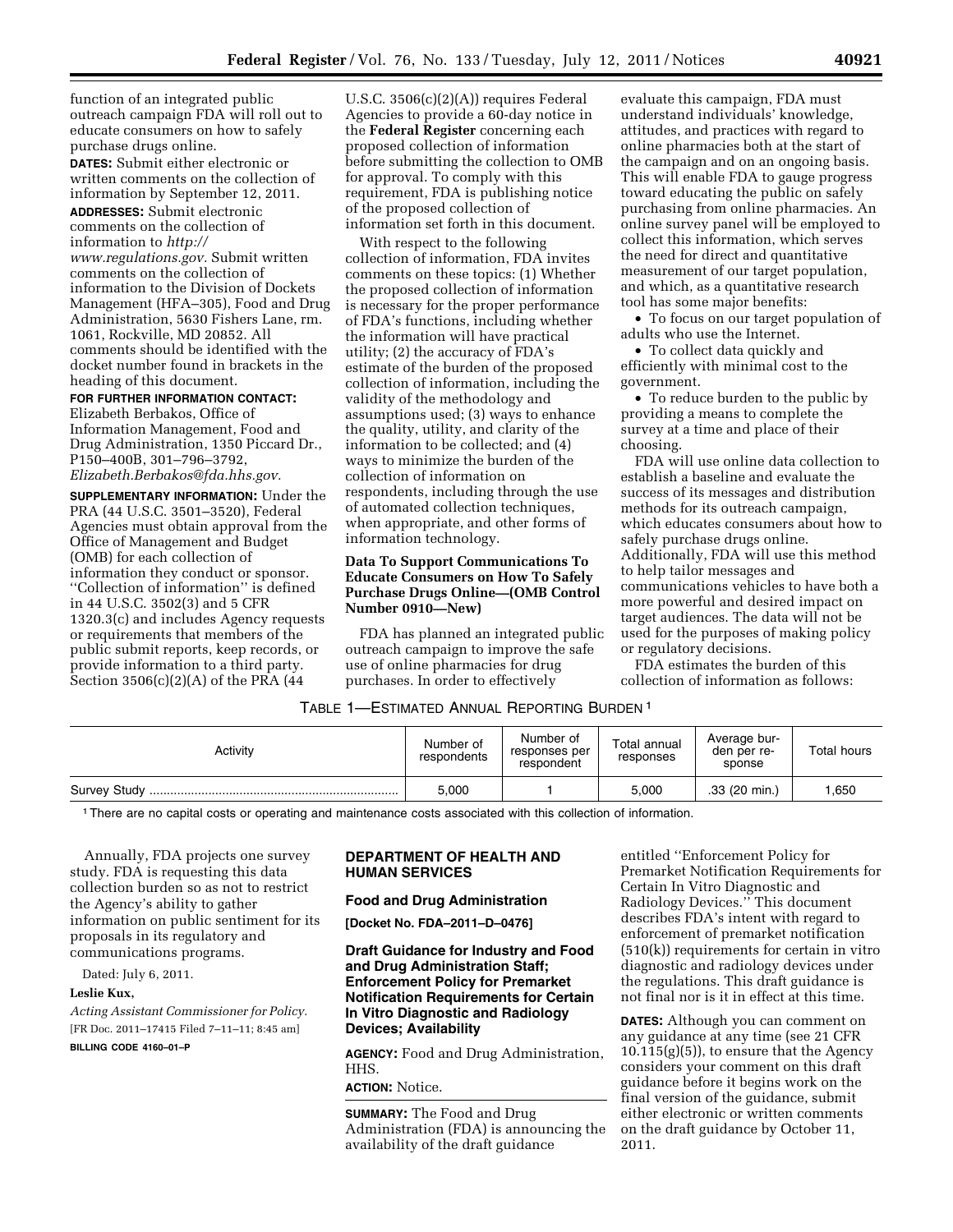function of an integrated public outreach campaign FDA will roll out to educate consumers on how to safely purchase drugs online.

**DATES:** Submit either electronic or written comments on the collection of information by September 12, 2011.

**ADDRESSES:** Submit electronic comments on the collection of information to *http://www.regulations.gov.* Submit written comments on the collection of information to the Division of Dockets Management (HFA–305), Food and Drug Administration, 5630 Fishers Lane, rm. 1061, Rockville, MD 20852. All comments should be identified with the docket number found in brackets in the heading of this document.

**FOR FURTHER INFORMATION CONTACT:** Elizabeth Berbakos, Office of Information Management, Food and Drug Administration, 1350 Piccard Dr., P150–400B, 301–796–3792, *Elizabeth.Berbakos@fda.hhs.gov.*

**SUPPLEMENTARY INFORMATION:** Under the PRA (44 U.S.C. 3501–3520), Federal Agencies must obtain approval from the Office of Management and Budget (OMB) for each collection of information they conduct or sponsor. ''Collection of information'' is defined in 44 U.S.C. 3502(3) and 5 CFR 1320.3(c) and includes Agency requests or requirements that members of the public submit reports, keep records, or provide information to a third party. Section 3506(c)(2)(A) of the PRA (44 U.S.C. 3506(c)(2)(A)) requires Federal Agencies to provide a 60-day notice in the **Federal Register** concerning each proposed collection of information before submitting the collection to OMB for approval. To comply with this requirement, FDA is publishing notice of the proposed collection of information set forth in this document.

With respect to the following collection of information, FDA invites comments on these topics: (1) Whether the proposed collection of information is necessary for the proper performance of FDA's functions, including whether the information will have practical utility; (2) the accuracy of FDA's estimate of the burden of the proposed collection of information, including the validity of the methodology and assumptions used; (3) ways to enhance the quality, utility, and clarity of the information to be collected; and (4) ways to minimize the burden of the collection of information on respondents, including through the use of automated collection techniques, when appropriate, and other forms of information technology.

**Data To Support Communications To Educate Consumers on How To Safely Purchase Drugs Online—(OMB Control Number 0910—New)**

FDA has planned an integrated public outreach campaign to improve the safe use of online pharmacies for drug purchases. In order to effectively evaluate this campaign, FDA must understand individuals' knowledge, attitudes, and practices with regard to online pharmacies both at the start of the campaign and on an ongoing basis. This will enable FDA to gauge progress toward educating the public on safely purchasing from online pharmacies. An online survey panel will be employed to collect this information, which serves the need for direct and quantitative measurement of our target population, and which, as a quantitative research tool has some major benefits:

- To focus on our target population of adults who use the Internet.
- To collect data quickly and efficiently with minimal cost to the government.
- To reduce burden to the public by providing a means to complete the survey at a time and place of their choosing.

FDA will use online data collection to establish a baseline and evaluate the success of its messages and distribution methods for its outreach campaign, which educates consumers about how to safely purchase drugs online. Additionally, FDA will use this method to help tailor messages and communications vehicles to have both a more powerful and desired impact on target audiences. The data will not be used for the purposes of making policy or regulatory decisions.

FDA estimates the burden of this collection of information as follows:

TABLE 1—ESTIMATED ANNUAL REPORTING BURDEN [1]

| Activity | Number of respondents | Number of responses per respondent | Total annual responses | Average burden per response | Total hours |
|---|---|---|---|---|---|
| Survey Study | 5,000 | 1 | 5,000 | .33 (20 min.) | 1,650 |

[1] There are no capital costs or operating and maintenance costs associated with this collection of information.

Annually, FDA projects one survey study. FDA is requesting this data collection burden so as not to restrict the Agency's ability to gather information on public sentiment for its proposals in its regulatory and communications programs.

Dated: July 6, 2011.

**Leslie Kux,**

*Acting Assistant Commissioner for Policy.*

[FR Doc. 2011–17415 Filed 7–11–11; 8:45 am]

**BILLING CODE 4160–01–P**

## DEPARTMENT OF HEALTH AND HUMAN SERVICES

### Food and Drug Administration

**[Docket No. FDA–2011–D–0476]**

### Draft Guidance for Industry and Food and Drug Administration Staff; Enforcement Policy for Premarket Notification Requirements for Certain In Vitro Diagnostic and Radiology Devices; Availability

**AGENCY:** Food and Drug Administration, HHS.

**ACTION:** Notice.

**SUMMARY:** The Food and Drug Administration (FDA) is announcing the availability of the draft guidance entitled ''Enforcement Policy for Premarket Notification Requirements for Certain In Vitro Diagnostic and Radiology Devices.'' This document describes FDA's intent with regard to enforcement of premarket notification (510(k)) requirements for certain in vitro diagnostic and radiology devices under the regulations. This draft guidance is not final nor is it in effect at this time.

**DATES:** Although you can comment on any guidance at any time (see 21 CFR 10.115(g)(5)), to ensure that the Agency considers your comment on this draft guidance before it begins work on the final version of the guidance, submit either electronic or written comments on the draft guidance by October 11, 2011.